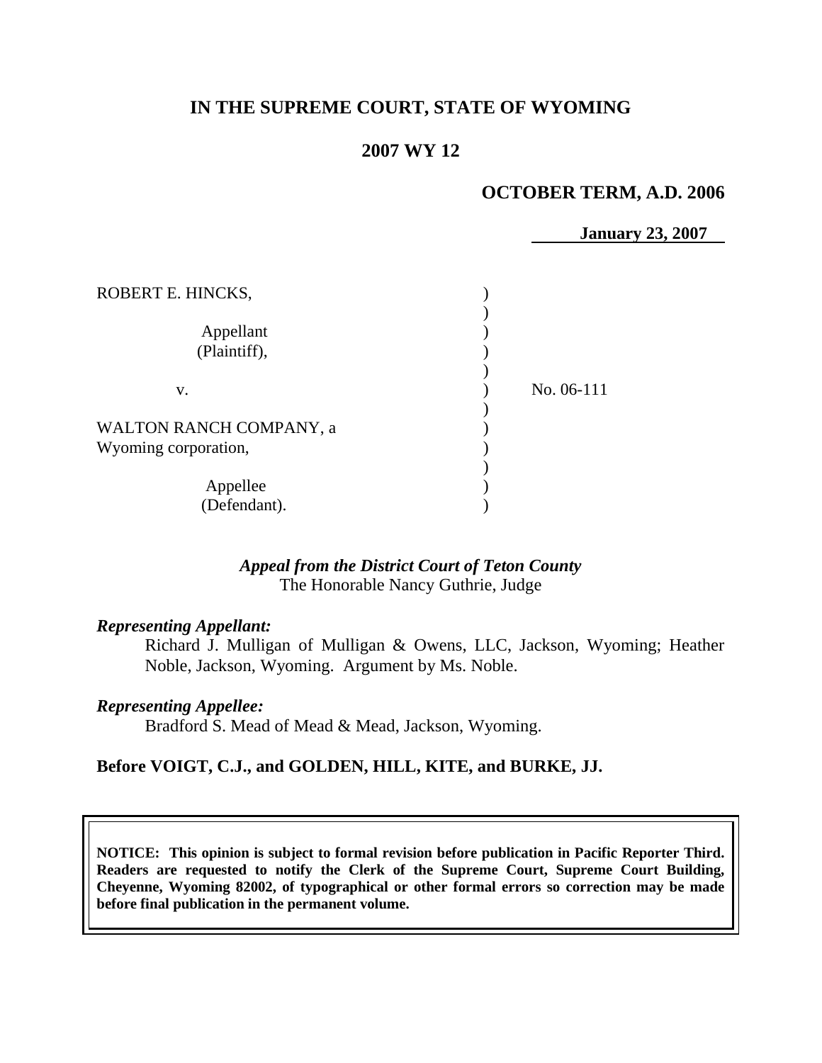# IN THE SUPREME COURT, STATE OF WYOMING

## 2007 WY 12

### OCTOBER TERM, A.D. 2006

**January 23, 2007**

| | | |
|---|---|---|
| ROBERT E. HINCKS, | ) | |
| Appellant (Plaintiff), | ) | |
| v. | ) | No. 06-111 |
| WALTON RANCH COMPANY, a Wyoming corporation, | ) | |
| Appellee (Defendant). | ) | |

***Appeal from the District Court of Teton County***
The Honorable Nancy Guthrie, Judge

***Representing Appellant:***

Richard J. Mulligan of Mulligan & Owens, LLC, Jackson, Wyoming; Heather Noble, Jackson, Wyoming. Argument by Ms. Noble.

***Representing Appellee:***

Bradford S. Mead of Mead & Mead, Jackson, Wyoming.

**Before VOIGT, C.J., and GOLDEN, HILL, KITE, and BURKE, JJ.**

**NOTICE: This opinion is subject to formal revision before publication in Pacific Reporter Third. Readers are requested to notify the Clerk of the Supreme Court, Supreme Court Building, Cheyenne, Wyoming 82002, of typographical or other formal errors so correction may be made before final publication in the permanent volume.**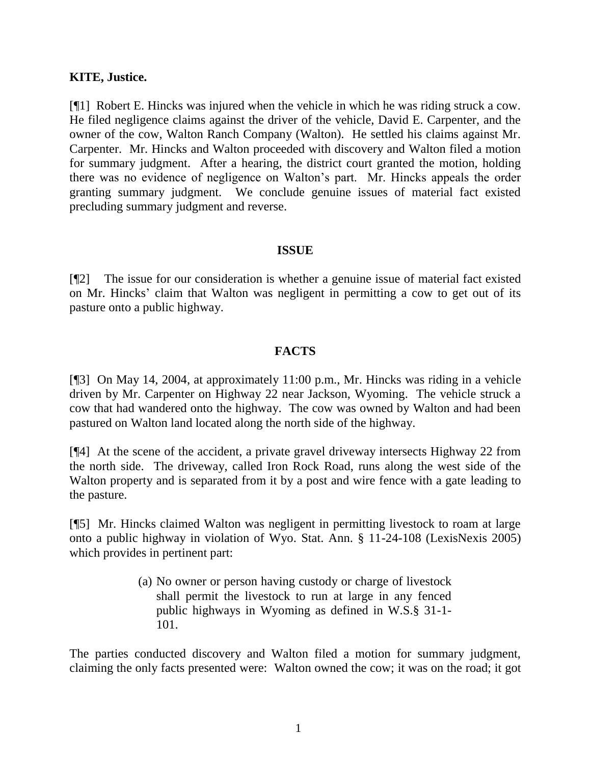**KITE, Justice.**

[¶1] Robert E. Hincks was injured when the vehicle in which he was riding struck a cow. He filed negligence claims against the driver of the vehicle, David E. Carpenter, and the owner of the cow, Walton Ranch Company (Walton). He settled his claims against Mr. Carpenter. Mr. Hincks and Walton proceeded with discovery and Walton filed a motion for summary judgment. After a hearing, the district court granted the motion, holding there was no evidence of negligence on Walton's part. Mr. Hincks appeals the order granting summary judgment. We conclude genuine issues of material fact existed precluding summary judgment and reverse.

## ISSUE

[¶2] The issue for our consideration is whether a genuine issue of material fact existed on Mr. Hincks' claim that Walton was negligent in permitting a cow to get out of its pasture onto a public highway.

## FACTS

[¶3] On May 14, 2004, at approximately 11:00 p.m., Mr. Hincks was riding in a vehicle driven by Mr. Carpenter on Highway 22 near Jackson, Wyoming. The vehicle struck a cow that had wandered onto the highway. The cow was owned by Walton and had been pastured on Walton land located along the north side of the highway.

[¶4] At the scene of the accident, a private gravel driveway intersects Highway 22 from the north side. The driveway, called Iron Rock Road, runs along the west side of the Walton property and is separated from it by a post and wire fence with a gate leading to the pasture.

[¶5] Mr. Hincks claimed Walton was negligent in permitting livestock to roam at large onto a public highway in violation of Wyo. Stat. Ann. § 11-24-108 (LexisNexis 2005) which provides in pertinent part:

> (a) No owner or person having custody or charge of livestock shall permit the livestock to run at large in any fenced public highways in Wyoming as defined in W.S.§ 31-1-101.

The parties conducted discovery and Walton filed a motion for summary judgment, claiming the only facts presented were: Walton owned the cow; it was on the road; it got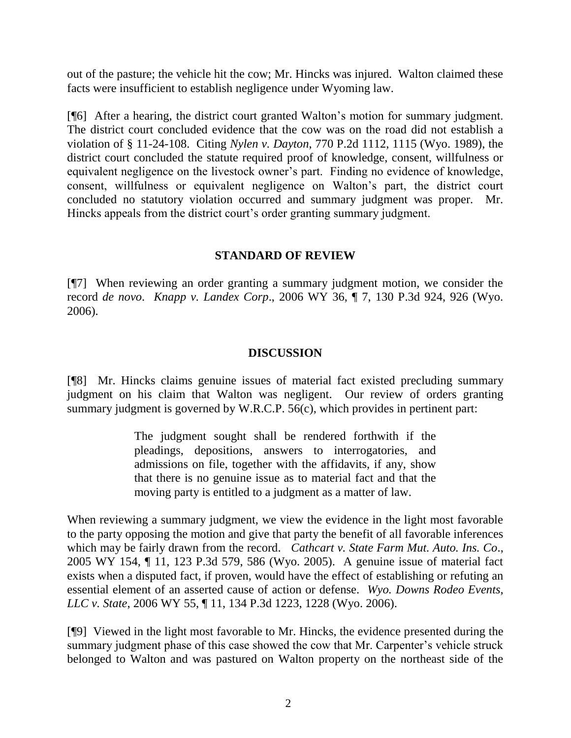out of the pasture; the vehicle hit the cow; Mr. Hincks was injured. Walton claimed these facts were insufficient to establish negligence under Wyoming law.

[¶6] After a hearing, the district court granted Walton's motion for summary judgment. The district court concluded evidence that the cow was on the road did not establish a violation of § 11-24-108. Citing *Nylen v. Dayton*, 770 P.2d 1112, 1115 (Wyo. 1989), the district court concluded the statute required proof of knowledge, consent, willfulness or equivalent negligence on the livestock owner's part. Finding no evidence of knowledge, consent, willfulness or equivalent negligence on Walton's part, the district court concluded no statutory violation occurred and summary judgment was proper. Mr. Hincks appeals from the district court's order granting summary judgment.

## STANDARD OF REVIEW

[¶7] When reviewing an order granting a summary judgment motion, we consider the record *de novo*. *Knapp v. Landex Corp*., 2006 WY 36, ¶ 7, 130 P.3d 924, 926 (Wyo. 2006).

## DISCUSSION

[¶8] Mr. Hincks claims genuine issues of material fact existed precluding summary judgment on his claim that Walton was negligent. Our review of orders granting summary judgment is governed by W.R.C.P. 56(c), which provides in pertinent part:

> The judgment sought shall be rendered forthwith if the pleadings, depositions, answers to interrogatories, and admissions on file, together with the affidavits, if any, show that there is no genuine issue as to material fact and that the moving party is entitled to a judgment as a matter of law.

When reviewing a summary judgment, we view the evidence in the light most favorable to the party opposing the motion and give that party the benefit of all favorable inferences which may be fairly drawn from the record. *Cathcart v. State Farm Mut. Auto. Ins. Co*., 2005 WY 154, ¶ 11, 123 P.3d 579, 586 (Wyo. 2005). A genuine issue of material fact exists when a disputed fact, if proven, would have the effect of establishing or refuting an essential element of an asserted cause of action or defense. *Wyo. Downs Rodeo Events, LLC v. State*, 2006 WY 55, ¶ 11, 134 P.3d 1223, 1228 (Wyo. 2006).

[¶9] Viewed in the light most favorable to Mr. Hincks, the evidence presented during the summary judgment phase of this case showed the cow that Mr. Carpenter's vehicle struck belonged to Walton and was pastured on Walton property on the northeast side of the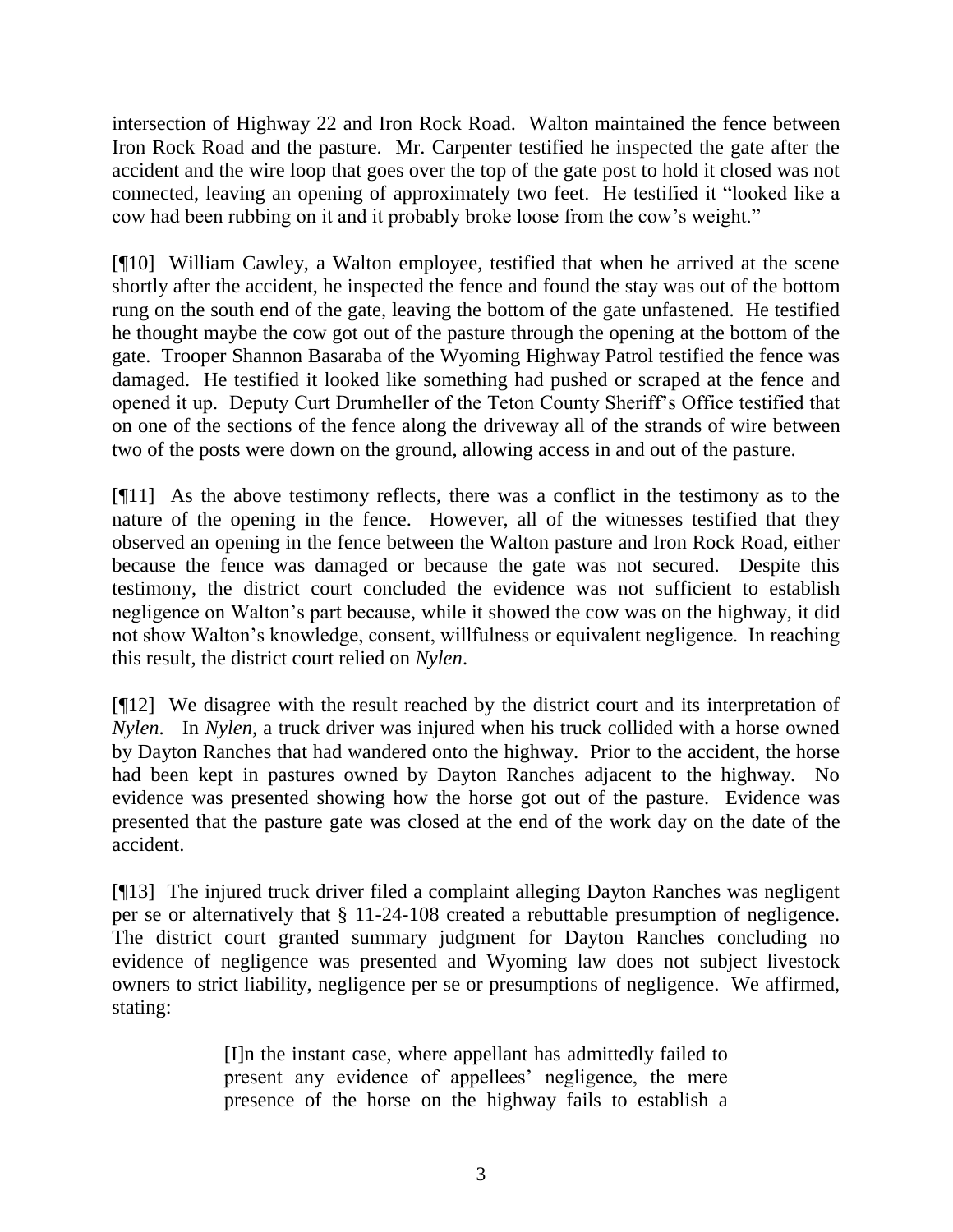intersection of Highway 22 and Iron Rock Road. Walton maintained the fence between Iron Rock Road and the pasture. Mr. Carpenter testified he inspected the gate after the accident and the wire loop that goes over the top of the gate post to hold it closed was not connected, leaving an opening of approximately two feet. He testified it "looked like a cow had been rubbing on it and it probably broke loose from the cow's weight."

[¶10] William Cawley, a Walton employee, testified that when he arrived at the scene shortly after the accident, he inspected the fence and found the stay was out of the bottom rung on the south end of the gate, leaving the bottom of the gate unfastened. He testified he thought maybe the cow got out of the pasture through the opening at the bottom of the gate. Trooper Shannon Basaraba of the Wyoming Highway Patrol testified the fence was damaged. He testified it looked like something had pushed or scraped at the fence and opened it up. Deputy Curt Drumheller of the Teton County Sheriff's Office testified that on one of the sections of the fence along the driveway all of the strands of wire between two of the posts were down on the ground, allowing access in and out of the pasture.

[¶11] As the above testimony reflects, there was a conflict in the testimony as to the nature of the opening in the fence. However, all of the witnesses testified that they observed an opening in the fence between the Walton pasture and Iron Rock Road, either because the fence was damaged or because the gate was not secured. Despite this testimony, the district court concluded the evidence was not sufficient to establish negligence on Walton's part because, while it showed the cow was on the highway, it did not show Walton's knowledge, consent, willfulness or equivalent negligence. In reaching this result, the district court relied on *Nylen*.

[¶12] We disagree with the result reached by the district court and its interpretation of *Nylen*. In *Nylen*, a truck driver was injured when his truck collided with a horse owned by Dayton Ranches that had wandered onto the highway. Prior to the accident, the horse had been kept in pastures owned by Dayton Ranches adjacent to the highway. No evidence was presented showing how the horse got out of the pasture. Evidence was presented that the pasture gate was closed at the end of the work day on the date of the accident.

[¶13] The injured truck driver filed a complaint alleging Dayton Ranches was negligent per se or alternatively that § 11-24-108 created a rebuttable presumption of negligence. The district court granted summary judgment for Dayton Ranches concluding no evidence of negligence was presented and Wyoming law does not subject livestock owners to strict liability, negligence per se or presumptions of negligence. We affirmed, stating:

> [I]n the instant case, where appellant has admittedly failed to present any evidence of appellees' negligence, the mere presence of the horse on the highway fails to establish a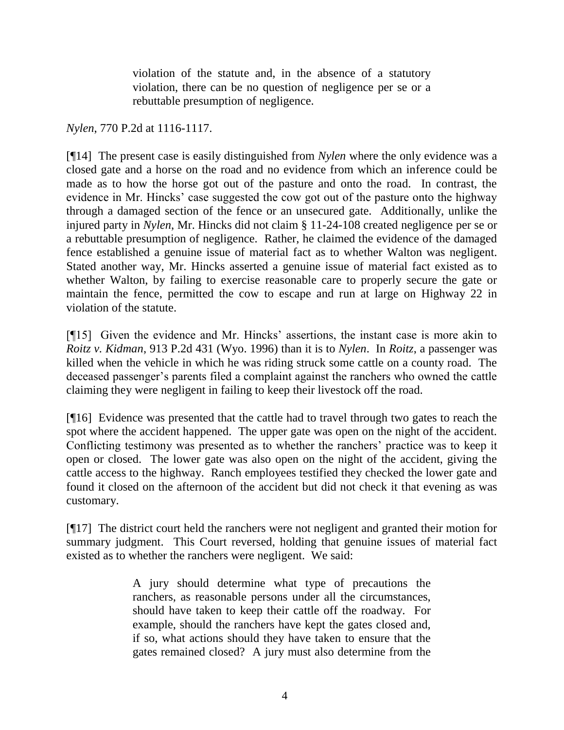> violation of the statute and, in the absence of a statutory violation, there can be no question of negligence per se or a rebuttable presumption of negligence.

*Nylen*, 770 P.2d at 1116-1117.

[¶14] The present case is easily distinguished from *Nylen* where the only evidence was a closed gate and a horse on the road and no evidence from which an inference could be made as to how the horse got out of the pasture and onto the road. In contrast, the evidence in Mr. Hincks' case suggested the cow got out of the pasture onto the highway through a damaged section of the fence or an unsecured gate. Additionally, unlike the injured party in *Nylen*, Mr. Hincks did not claim § 11-24-108 created negligence per se or a rebuttable presumption of negligence. Rather, he claimed the evidence of the damaged fence established a genuine issue of material fact as to whether Walton was negligent. Stated another way, Mr. Hincks asserted a genuine issue of material fact existed as to whether Walton, by failing to exercise reasonable care to properly secure the gate or maintain the fence, permitted the cow to escape and run at large on Highway 22 in violation of the statute.

[¶15] Given the evidence and Mr. Hincks' assertions, the instant case is more akin to *Roitz v. Kidman*, 913 P.2d 431 (Wyo. 1996) than it is to *Nylen*. In *Roitz*, a passenger was killed when the vehicle in which he was riding struck some cattle on a county road. The deceased passenger's parents filed a complaint against the ranchers who owned the cattle claiming they were negligent in failing to keep their livestock off the road.

[¶16] Evidence was presented that the cattle had to travel through two gates to reach the spot where the accident happened. The upper gate was open on the night of the accident. Conflicting testimony was presented as to whether the ranchers' practice was to keep it open or closed. The lower gate was also open on the night of the accident, giving the cattle access to the highway. Ranch employees testified they checked the lower gate and found it closed on the afternoon of the accident but did not check it that evening as was customary.

[¶17] The district court held the ranchers were not negligent and granted their motion for summary judgment. This Court reversed, holding that genuine issues of material fact existed as to whether the ranchers were negligent. We said:

> A jury should determine what type of precautions the ranchers, as reasonable persons under all the circumstances, should have taken to keep their cattle off the roadway. For example, should the ranchers have kept the gates closed and, if so, what actions should they have taken to ensure that the gates remained closed? A jury must also determine from the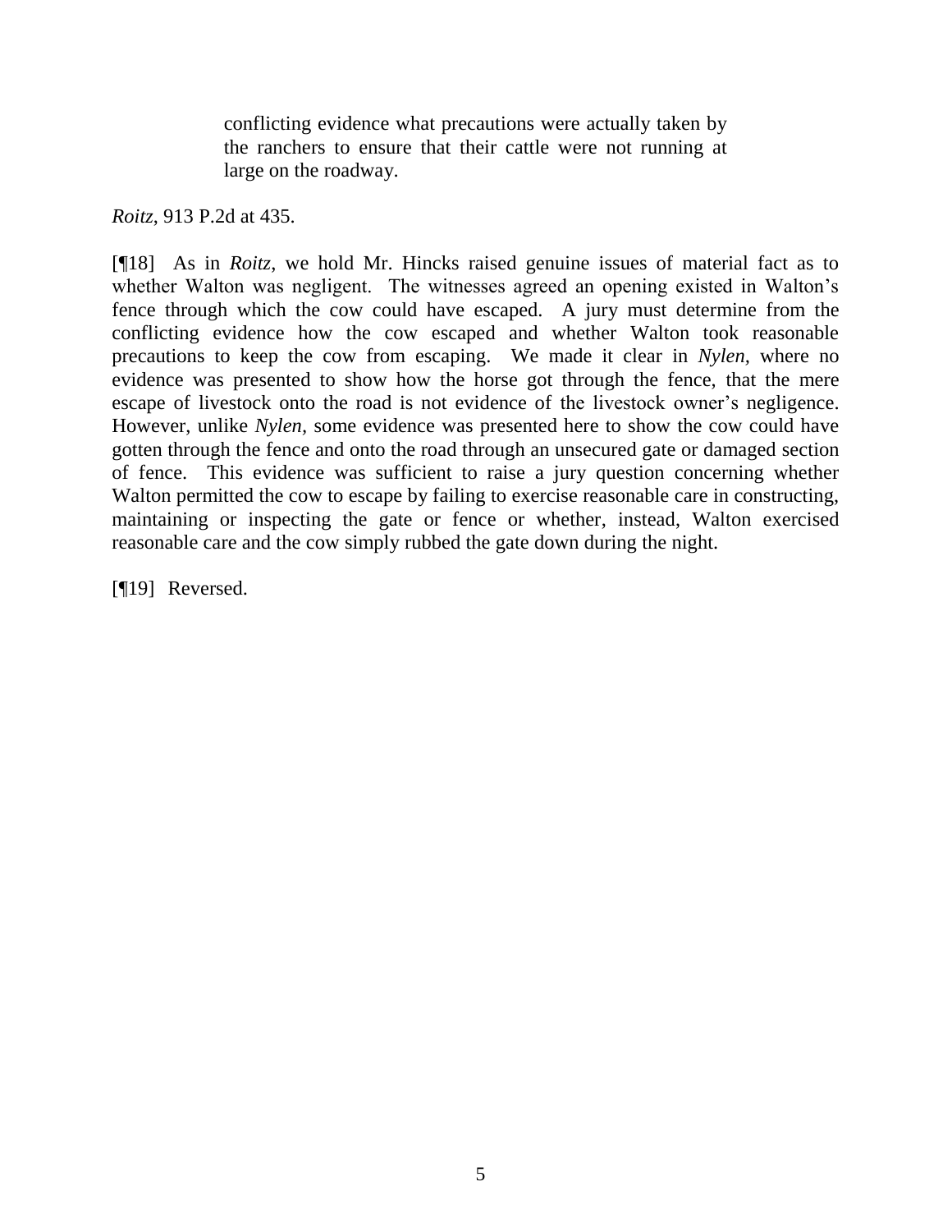> conflicting evidence what precautions were actually taken by the ranchers to ensure that their cattle were not running at large on the roadway.

*Roitz*, 913 P.2d at 435.

[¶18] As in *Roitz*, we hold Mr. Hincks raised genuine issues of material fact as to whether Walton was negligent. The witnesses agreed an opening existed in Walton's fence through which the cow could have escaped. A jury must determine from the conflicting evidence how the cow escaped and whether Walton took reasonable precautions to keep the cow from escaping. We made it clear in *Nylen*, where no evidence was presented to show how the horse got through the fence, that the mere escape of livestock onto the road is not evidence of the livestock owner's negligence. However, unlike *Nylen*, some evidence was presented here to show the cow could have gotten through the fence and onto the road through an unsecured gate or damaged section of fence. This evidence was sufficient to raise a jury question concerning whether Walton permitted the cow to escape by failing to exercise reasonable care in constructing, maintaining or inspecting the gate or fence or whether, instead, Walton exercised reasonable care and the cow simply rubbed the gate down during the night.

[¶19] Reversed.